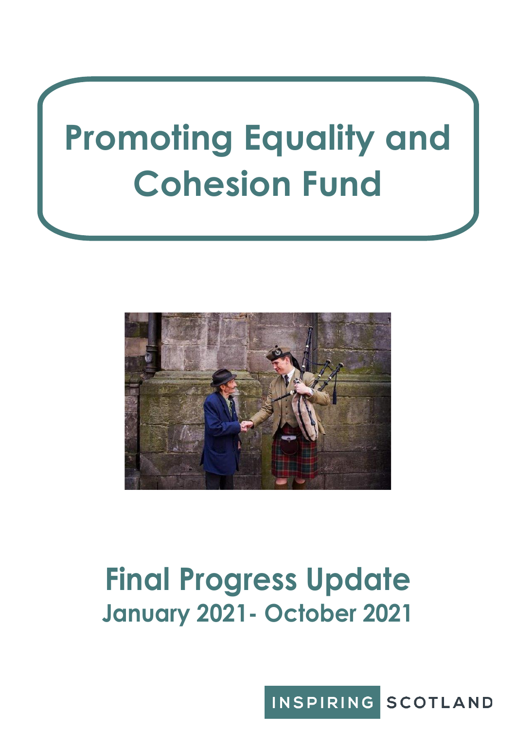# Promoting Equality and Cohesion Fund

## Final Progress Update

### January 2021- October 2021

INSPIRING SCOTLAND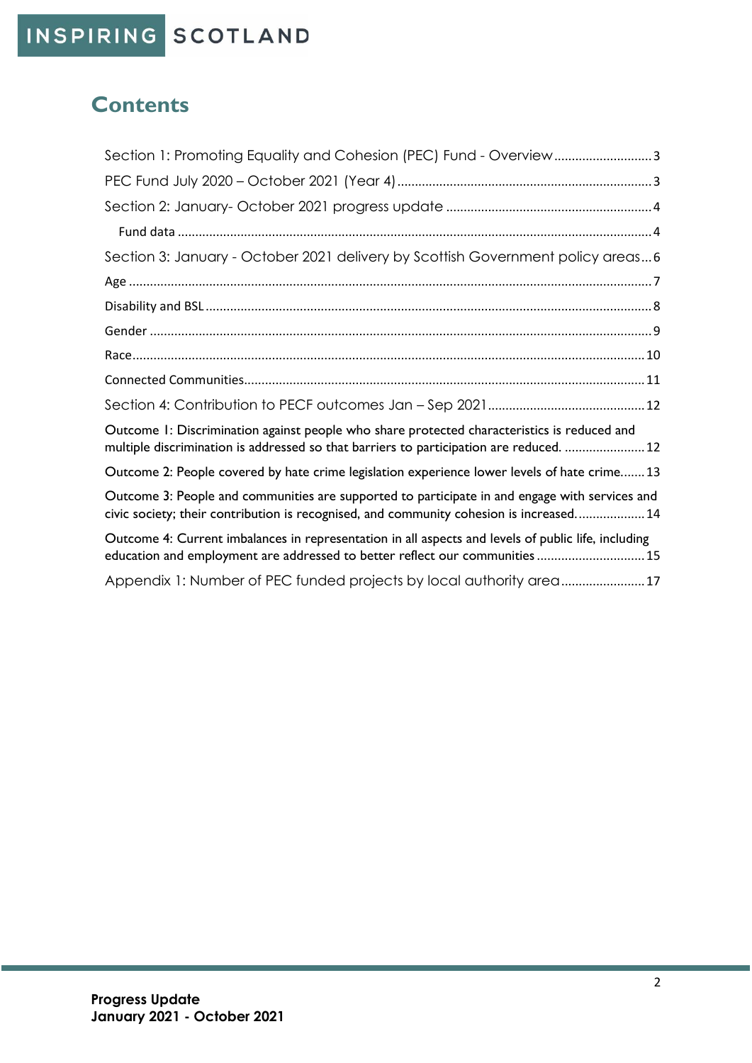## Contents

- Section 1: Promoting Equality and Cohesion (PEC) Fund - Overview ........................... 3
- PEC Fund July 2020 – October 2021 (Year 4) ........................................................................ 3
- Section 2: January- October 2021 progress update .......................................................... 4
  - Fund data ....................................................................................................................................... 4
- Section 3: January - October 2021 delivery by Scottish Government policy areas ... 6
- Age ..................................................................................................................................................... 7
- Disability and BSL ............................................................................................................................. 8
- Gender ............................................................................................................................................... 9
- Race ................................................................................................................................................. 10
- Connected Communities ................................................................................................................ 11
- Section 4: Contribution to PECF outcomes Jan – Sep 2021 ............................................ 12
- Outcome 1: Discrimination against people who share protected characteristics is reduced and multiple discrimination is addressed so that barriers to participation are reduced. ....................... 12
- Outcome 2: People covered by hate crime legislation experience lower levels of hate crime....... 13
- Outcome 3: People and communities are supported to participate in and engage with services and civic society; their contribution is recognised, and community cohesion is increased. ................... 14
- Outcome 4: Current imbalances in representation in all aspects and levels of public life, including education and employment are addressed to better reflect our communities .............................. 15
- Appendix 1: Number of PEC funded projects by local authority area ........................ 17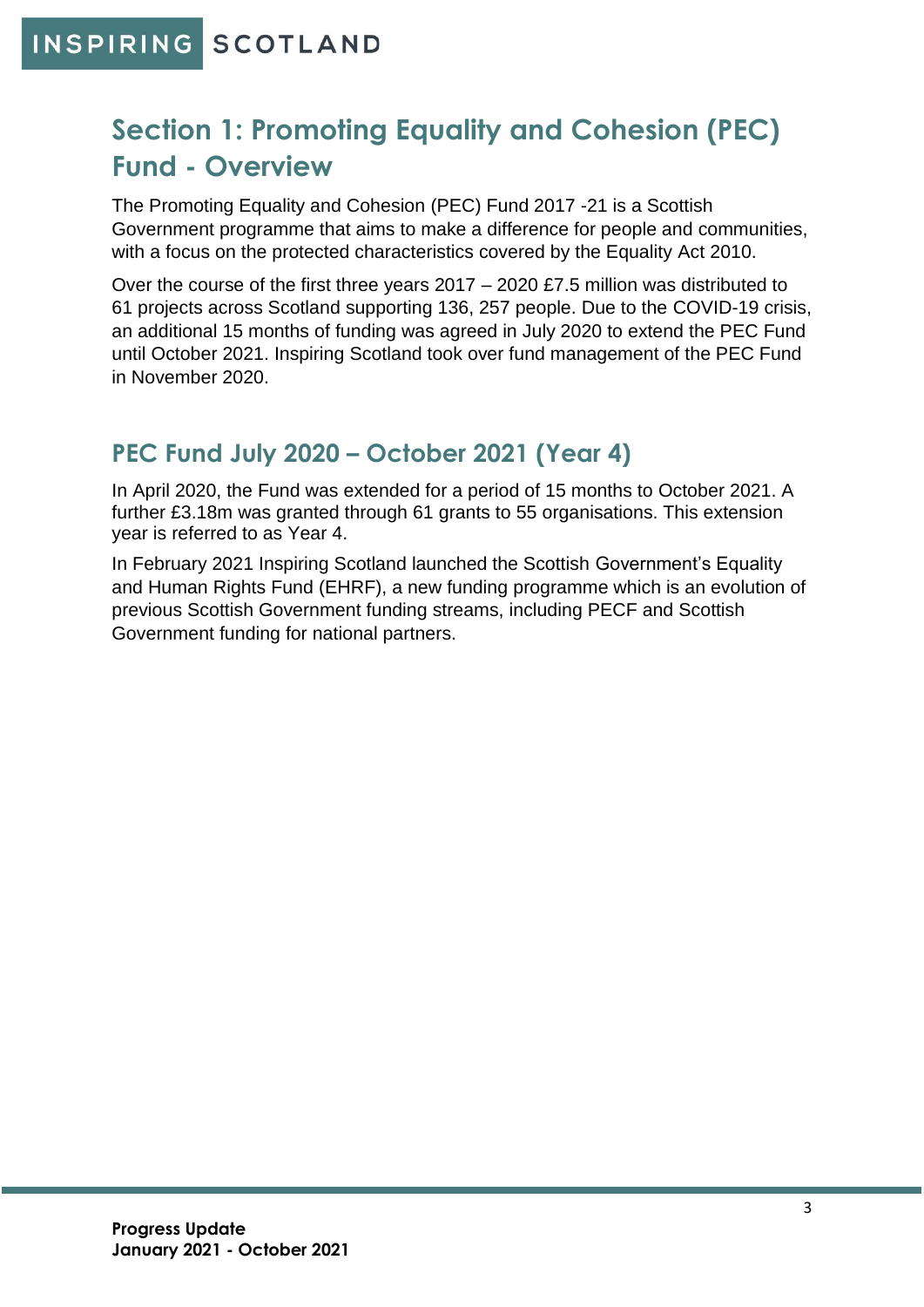# Section 1: Promoting Equality and Cohesion (PEC) Fund - Overview

The Promoting Equality and Cohesion (PEC) Fund 2017 -21 is a Scottish Government programme that aims to make a difference for people and communities, with a focus on the protected characteristics covered by the Equality Act 2010.

Over the course of the first three years 2017 – 2020 £7.5 million was distributed to 61 projects across Scotland supporting 136, 257 people. Due to the COVID-19 crisis, an additional 15 months of funding was agreed in July 2020 to extend the PEC Fund until October 2021. Inspiring Scotland took over fund management of the PEC Fund in November 2020.

## PEC Fund July 2020 – October 2021 (Year 4)

In April 2020, the Fund was extended for a period of 15 months to October 2021. A further £3.18m was granted through 61 grants to 55 organisations. This extension year is referred to as Year 4.

In February 2021 Inspiring Scotland launched the Scottish Government's Equality and Human Rights Fund (EHRF), a new funding programme which is an evolution of previous Scottish Government funding streams, including PECF and Scottish Government funding for national partners.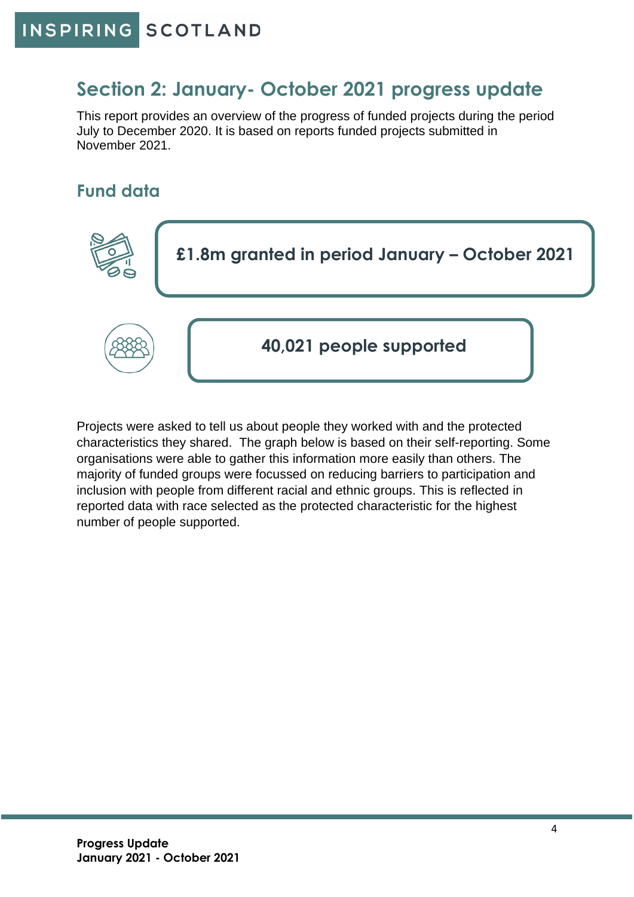## Section 2: January- October 2021 progress update

This report provides an overview of the progress of funded projects during the period July to December 2020. It is based on reports funded projects submitted in November 2021.

### Fund data

**£1.8m granted in period January – October 2021**

**40,021 people supported**

Projects were asked to tell us about people they worked with and the protected characteristics they shared. The graph below is based on their self-reporting. Some organisations were able to gather this information more easily than others. The majority of funded groups were focussed on reducing barriers to participation and inclusion with people from different racial and ethnic groups. This is reflected in reported data with race selected as the protected characteristic for the highest number of people supported.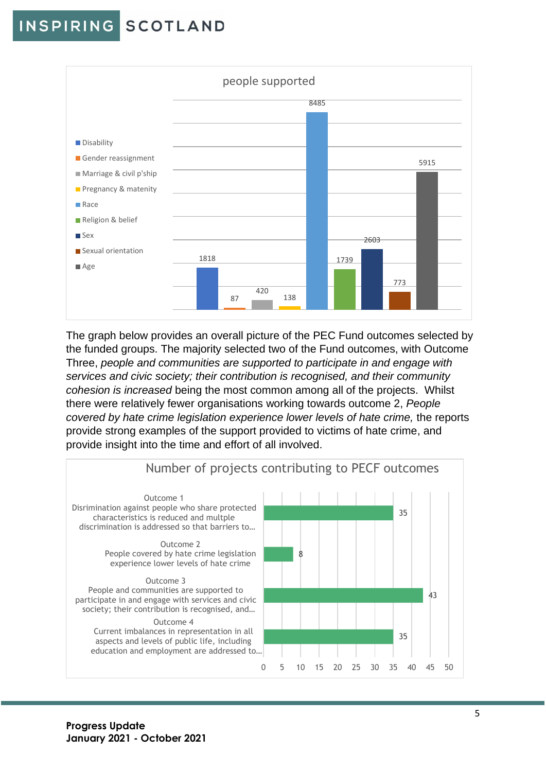**people supported**

| Category | People supported |
|---|---|
| Disability | 1818 |
| Gender reassignment | 87 |
| Marriage & civil p'ship | 420 |
| Pregnancy & matenity | 138 |
| Race | 8485 |
| Religion & belief | 1739 |
| Sex | 2603 |
| Sexual orientation | 773 |
| Age | 5915 |

The graph below provides an overall picture of the PEC Fund outcomes selected by the funded groups. The majority selected two of the Fund outcomes, with Outcome Three, *people and communities are supported to participate in and engage with services and civic society; their contribution is recognised, and their community cohesion is increased* being the most common among all of the projects. Whilst there were relatively fewer organisations working towards outcome 2, *People covered by hate crime legislation experience lower levels of hate crime,* the reports provide strong examples of the support provided to victims of hate crime, and provide insight into the time and effort of all involved.

**Number of projects contributing to PECF outcomes**

| Outcome | Number of projects |
|---|---|
| Outcome 1 Disrimination against people who share protected characteristics is reduced and multple discrimination is addressed so that barriers to... | 35 |
| Outcome 2 People covered by hate crime legislation experience lower levels of hate crime | 8 |
| Outcome 3 People and communities are supported to participate in and engage with services and civic society; their contribution is recognised, and... | 43 |
| Outcome 4 Current imbalances in representation in all aspects and levels of public life, including education and employment are addressed to... | 35 |

**Progress Update**
**January 2021 - October 2021**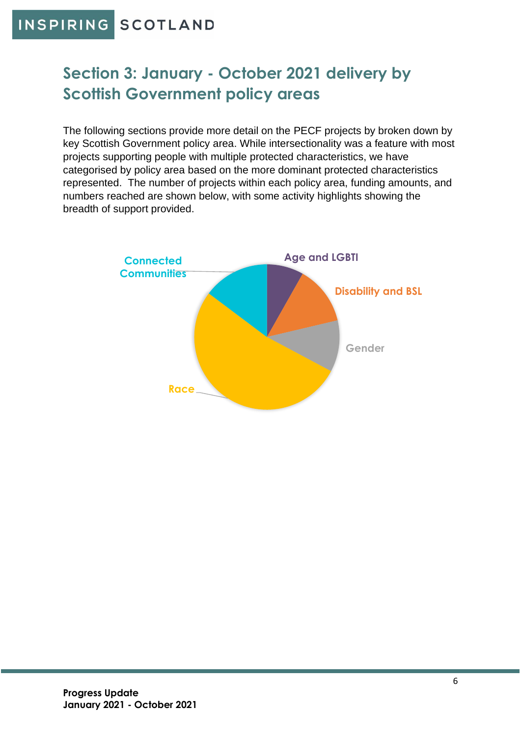## Section 3: January - October 2021 delivery by Scottish Government policy areas

The following sections provide more detail on the PECF projects by broken down by key Scottish Government policy area. While intersectionality was a feature with most projects supporting people with multiple protected characteristics, we have categorised by policy area based on the more dominant protected characteristics represented. The number of projects within each policy area, funding amounts, and numbers reached are shown below, with some activity highlights showing the breadth of support provided.

Connected Communities

Age and LGBTI

Disability and BSL

Gender

Race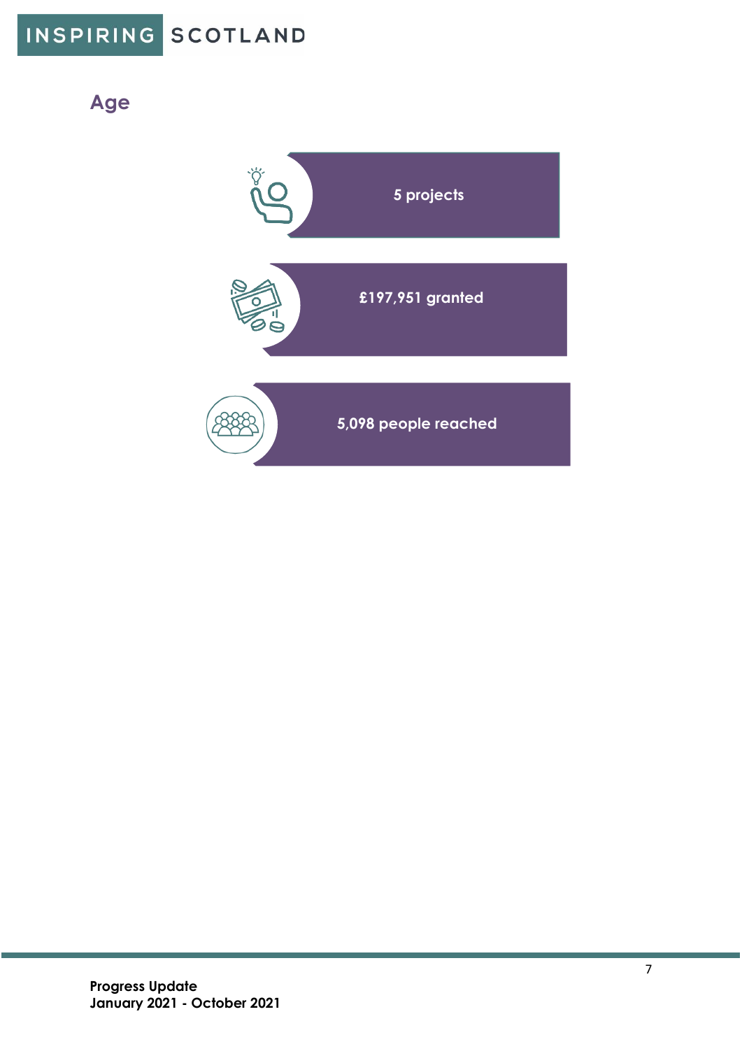## Age

5 projects

£197,951 granted

5,098 people reached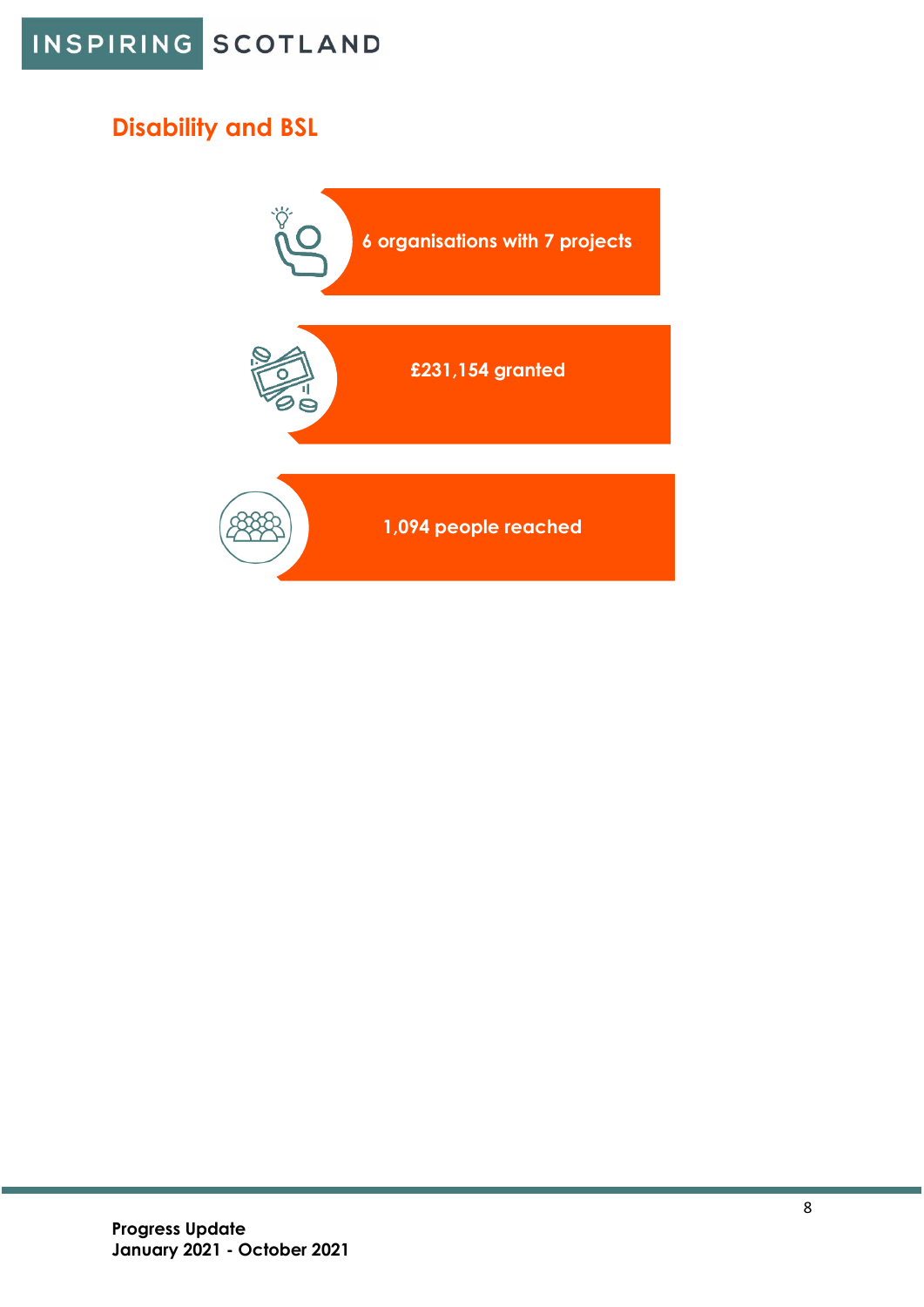## Disability and BSL

6 organisations with 7 projects

£231,154 granted

1,094 people reached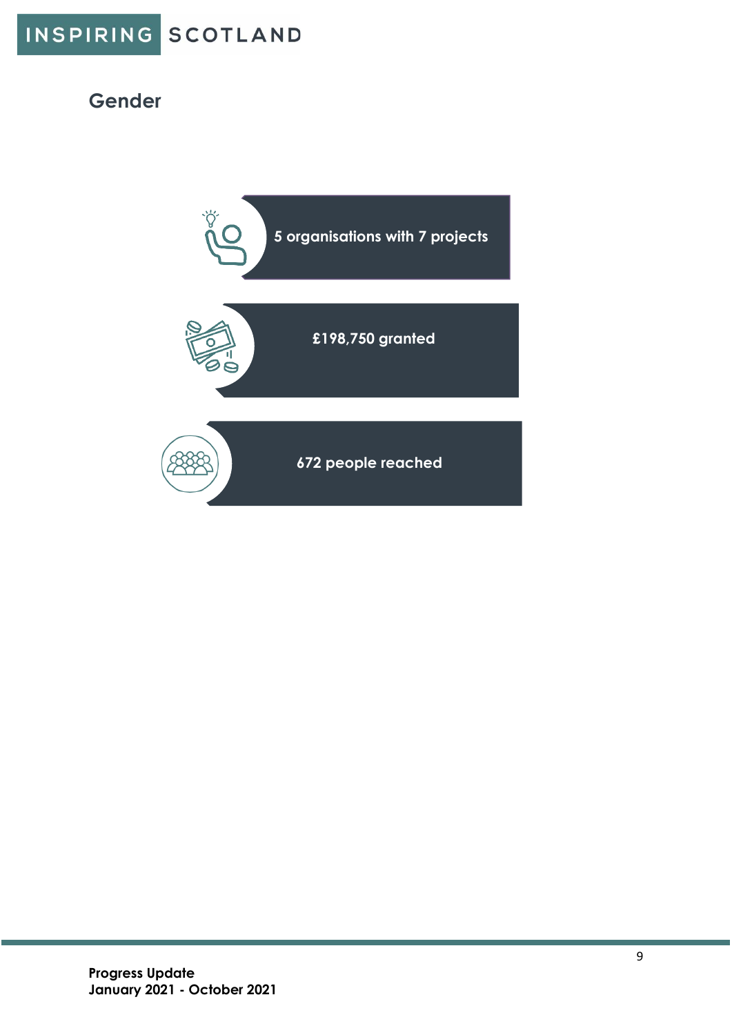## Gender

5 organisations with 7 projects

£198,750 granted

672 people reached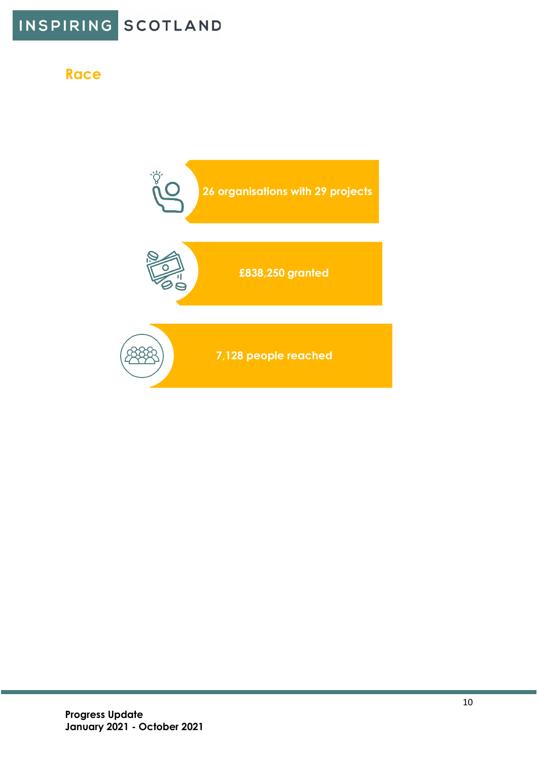## Race

26 organisations with 29 projects

£838,250 granted

7,128 people reached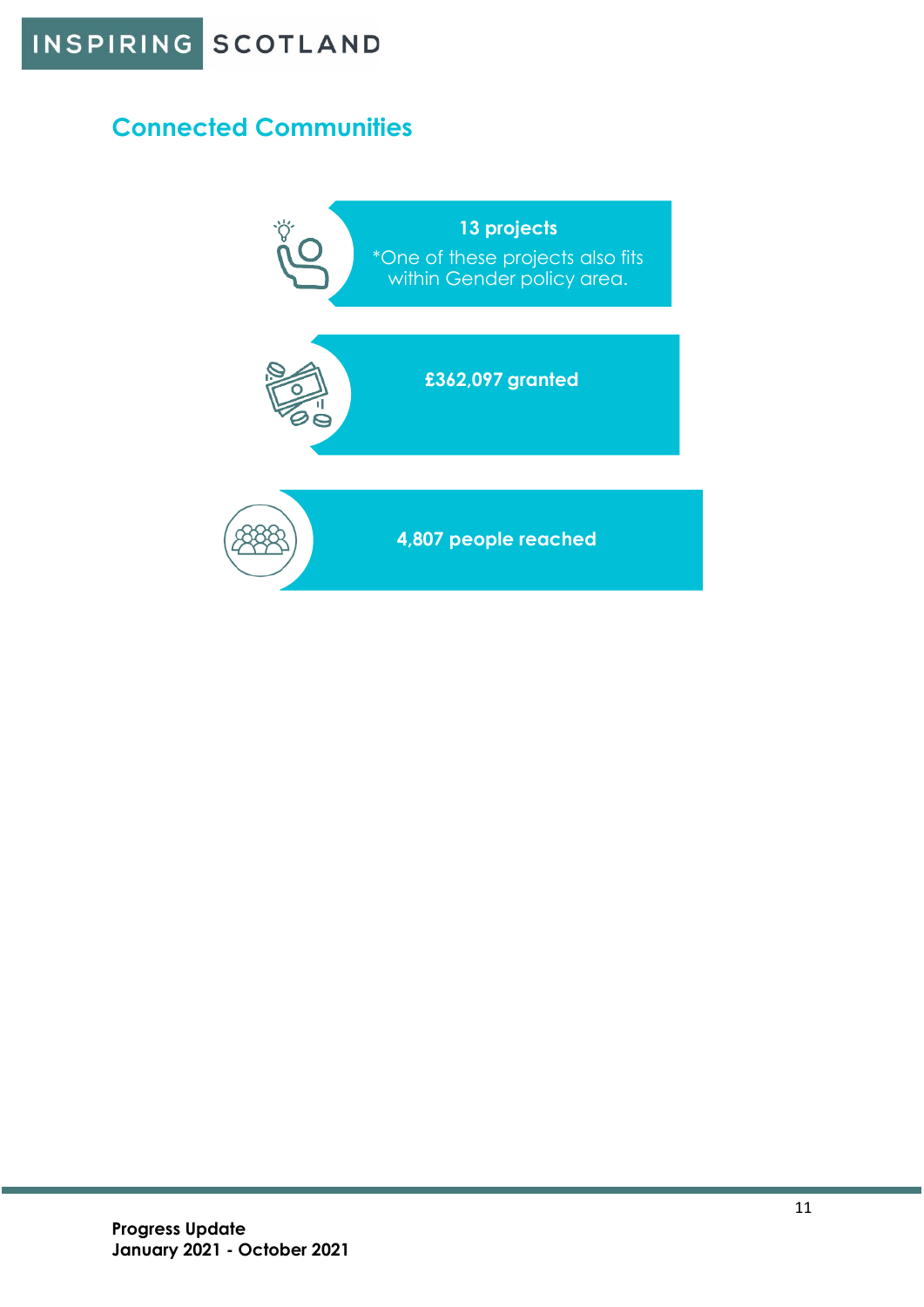## Connected Communities

**13 projects**

*One of these projects also fits within Gender policy area.

**£362,097 granted**

**4,807 people reached**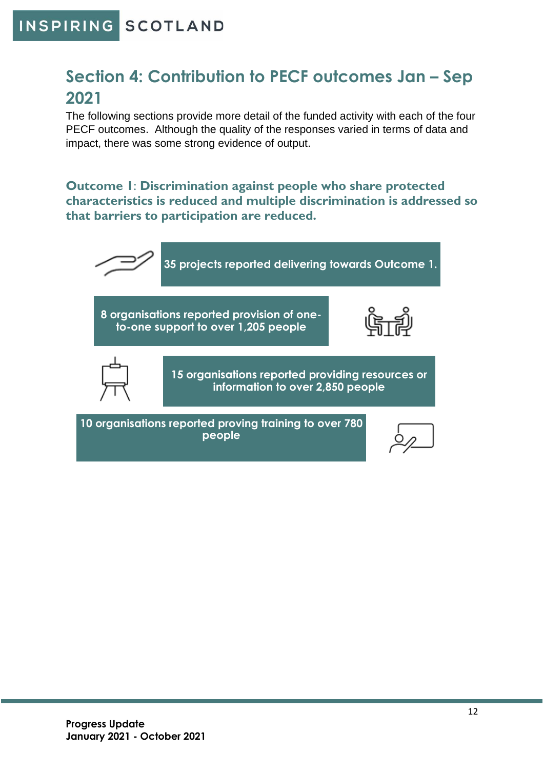## Section 4: Contribution to PECF outcomes Jan – Sep 2021

The following sections provide more detail of the funded activity with each of the four PECF outcomes. Although the quality of the responses varied in terms of data and impact, there was some strong evidence of output.

### Outcome 1: Discrimination against people who share protected characteristics is reduced and multiple discrimination is addressed so that barriers to participation are reduced.

**35 projects reported delivering towards Outcome 1.**

**8 organisations reported provision of one-to-one support to over 1,205 people**

**15 organisations reported providing resources or information to over 2,850 people**

**10 organisations reported proving training to over 780 people**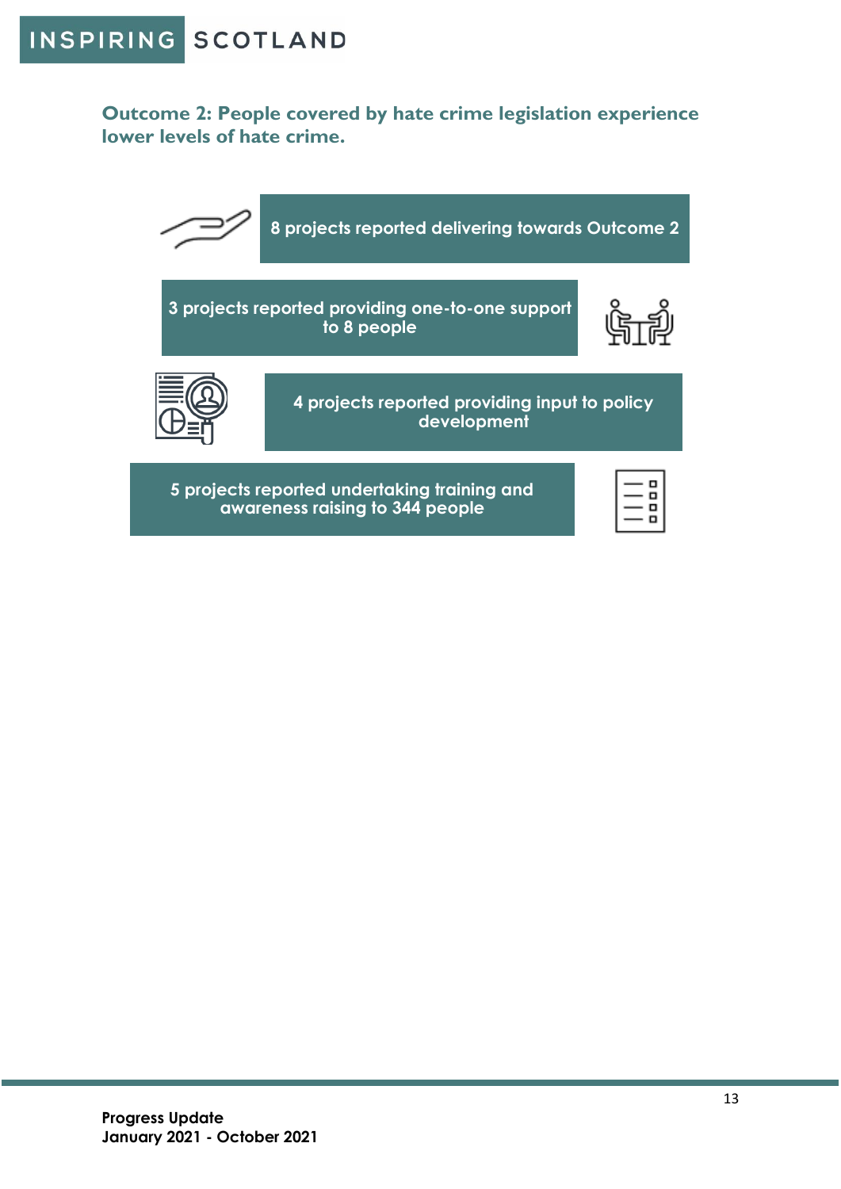## Outcome 2: People covered by hate crime legislation experience lower levels of hate crime.

8 projects reported delivering towards Outcome 2

3 projects reported providing one-to-one support to 8 people

4 projects reported providing input to policy development

5 projects reported undertaking training and awareness raising to 344 people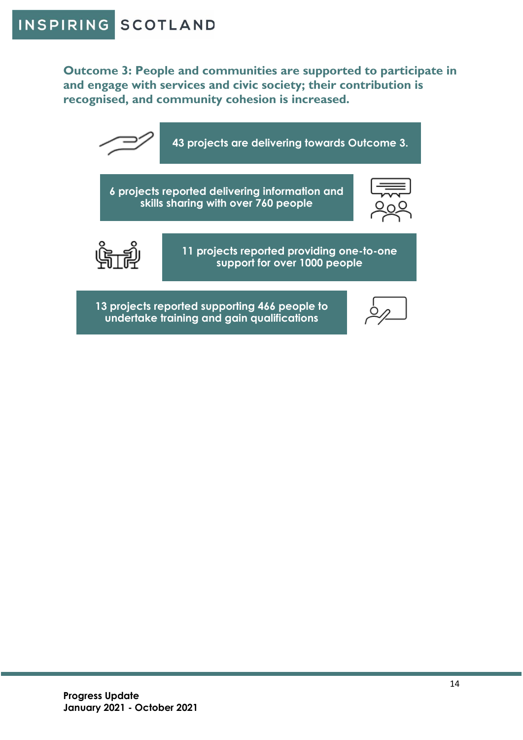**Outcome 3: People and communities are supported to participate in and engage with services and civic society; their contribution is recognised, and community cohesion is increased.**

43 projects are delivering towards Outcome 3.

6 projects reported delivering information and skills sharing with over 760 people

11 projects reported providing one-to-one support for over 1000 people

13 projects reported supporting 466 people to undertake training and gain qualifications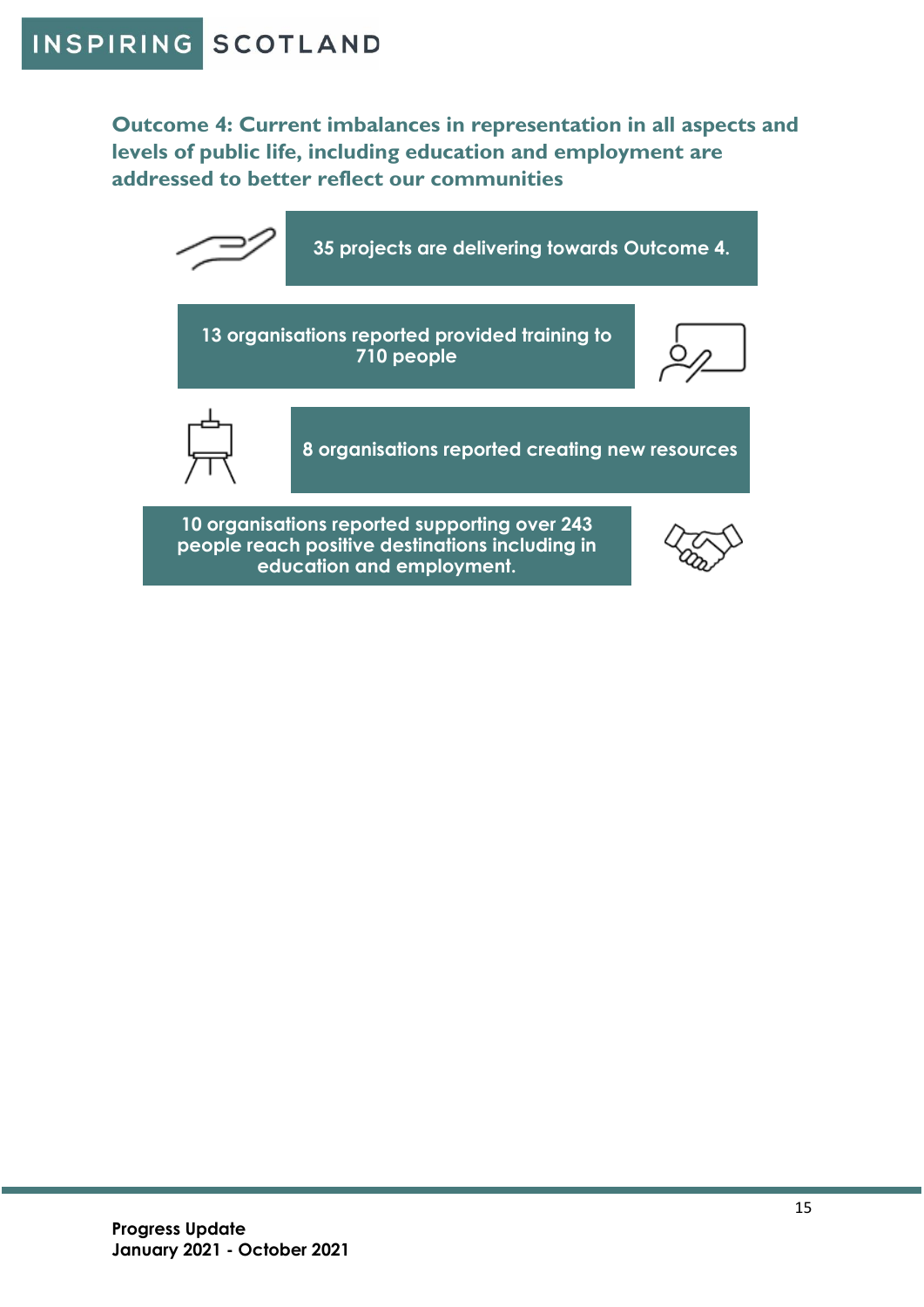## Outcome 4: Current imbalances in representation in all aspects and levels of public life, including education and employment are addressed to better reflect our communities

35 projects are delivering towards Outcome 4.

13 organisations reported provided training to 710 people

8 organisations reported creating new resources

10 organisations reported supporting over 243 people reach positive destinations including in education and employment.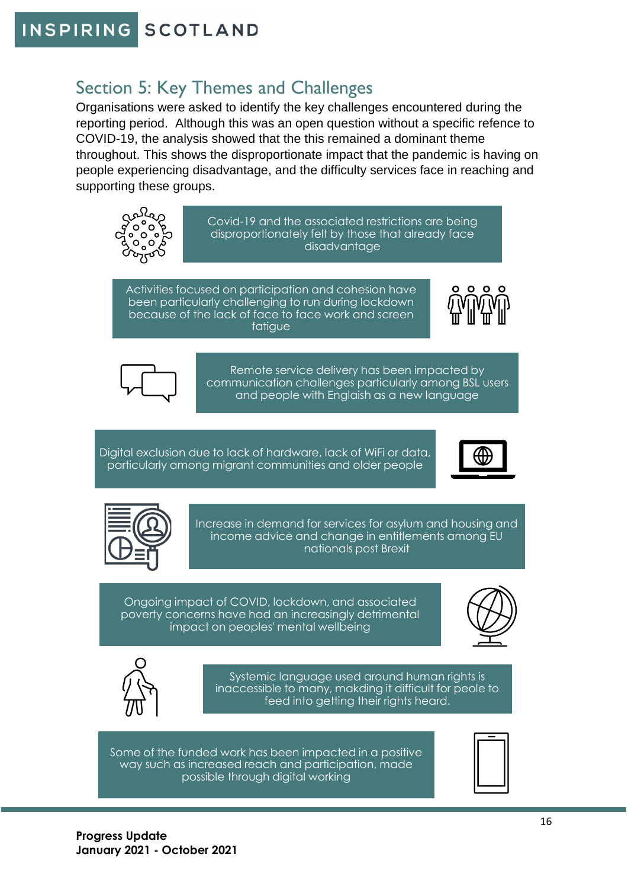## Section 5: Key Themes and Challenges

Organisations were asked to identify the key challenges encountered during the reporting period. Although this was an open question without a specific refence to COVID-19, the analysis showed that the this remained a dominant theme throughout. This shows the disproportionate impact that the pandemic is having on people experiencing disadvantage, and the difficulty services face in reaching and supporting these groups.

Covid-19 and the associated restrictions are being disproportionately felt by those that already face disadvantage

Activities focused on participation and cohesion have been particularly challenging to run during lockdown because of the lack of face to face work and screen fatigue

Remote service delivery has been impacted by communication challenges particularly among BSL users and people with Englaish as a new language

Digital exclusion due to lack of hardware, lack of WiFi or data, particularly among migrant communities and older people

Increase in demand for services for asylum and housing and income advice and change in entitlements among EU nationals post Brexit

Ongoing impact of COVID, lockdown, and associated poverty concerns have had an increasingly detrimental impact on peoples' mental wellbeing

Systemic language used around human rights is inaccessible to many, makding it difficult for peole to feed into getting their rights heard.

Some of the funded work has been impacted in a positive way such as increased reach and participation, made possible through digital working

**Progress Update**
**January 2021 - October 2021**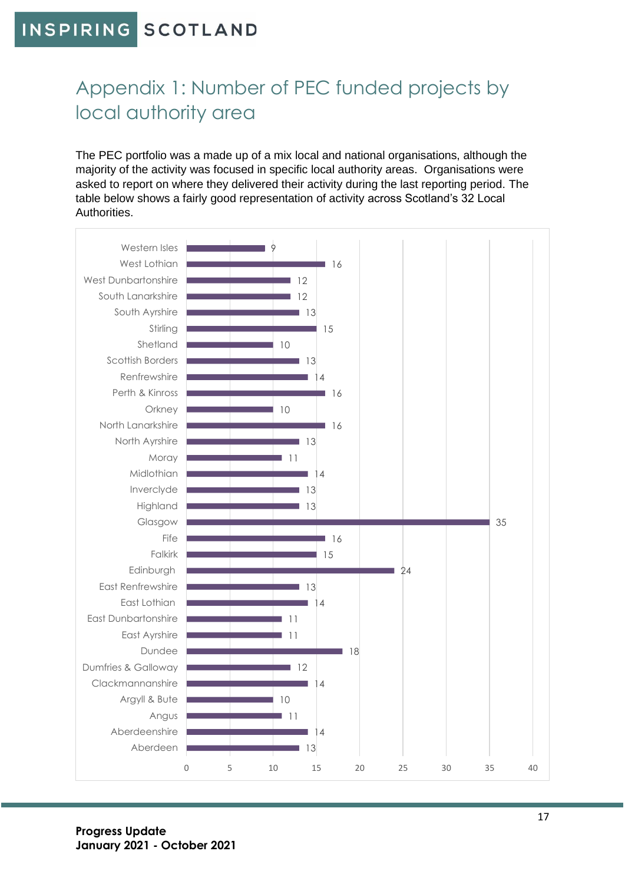# Appendix 1: Number of PEC funded projects by local authority area

The PEC portfolio was a made up of a mix local and national organisations, although the majority of the activity was focused in specific local authority areas. Organisations were asked to report on where they delivered their activity during the last reporting period. The table below shows a fairly good representation of activity across Scotland's 32 Local Authorities.

Western Isles 9
West Lothian 16
West Dunbartonshire 12
South Lanarkshire 12
South Ayrshire 13
Stirling 15
Shetland 10
Scottish Borders 13
Renfrewshire 14
Perth & Kinross 16
Orkney 10
North Lanarkshire 16
North Ayrshire 13
Moray 11
Midlothian 14
Inverclyde 13
Highland 13
Glasgow 35
Fife 16
Falkirk 15
Edinburgh 24
East Renfrewshire 13
East Lothian 14
East Dunbartonshire 11
East Ayrshire 11
Dundee 18
Dumfries & Galloway 12
Clackmannanshire 14
Argyll & Bute 10
Angus 11
Aberdeenshire 14
Aberdeen 13

0 5 10 15 20 25 30 35 40

**Progress Update**
**January 2021 - October 2021**